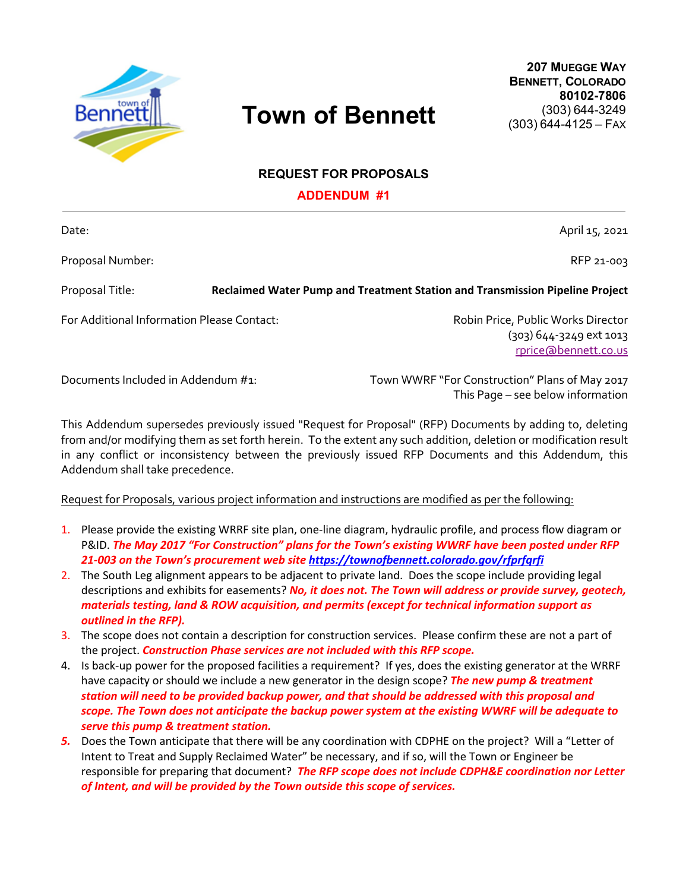# Town of Bennett

207 Muegge Way
Bennett, Colorado
80102-7806
(303) 644-3249
(303) 644-4125 – Fax

## REQUEST FOR PROPOSALS

## ADDENDUM #1

---

| | |
|---|---|
| Date: | April 15, 2021 |
| Proposal Number: | RFP 21-003 |
| Proposal Title: | **Reclaimed Water Pump and Treatment Station and Transmission Pipeline Project** |
| For Additional Information Please Contact: | Robin Price, Public Works Director<br>(303) 644-3249 ext 1013<br>rprice@bennett.co.us |
| Documents Included in Addendum #1: | Town WWRF "For Construction" Plans of May 2017<br>This Page – see below information |

This Addendum supersedes previously issued "Request for Proposal" (RFP) Documents by adding to, deleting from and/or modifying them as set forth herein. To the extent any such addition, deletion or modification result in any conflict or inconsistency between the previously issued RFP Documents and this Addendum, this Addendum shall take precedence.

Request for Proposals, various project information and instructions are modified as per the following:

1. Please provide the existing WRRF site plan, one-line diagram, hydraulic profile, and process flow diagram or P&ID. ***The May 2017 "For Construction" plans for the Town's existing WWRF have been posted under RFP 21-003 on the Town's procurement web site https://townofbennett.colorado.gov/rfprfqrfi***
2. The South Leg alignment appears to be adjacent to private land. Does the scope include providing legal descriptions and exhibits for easements? ***No, it does not. The Town will address or provide survey, geotech, materials testing, land & ROW acquisition, and permits (except for technical information support as outlined in the RFP).***
3. The scope does not contain a description for construction services. Please confirm these are not a part of the project. ***Construction Phase services are not included with this RFP scope.***
4. Is back-up power for the proposed facilities a requirement? If yes, does the existing generator at the WRRF have capacity or should we include a new generator in the design scope? ***The new pump & treatment station will need to be provided backup power, and that should be addressed with this proposal and scope. The Town does not anticipate the backup power system at the existing WWRF will be adequate to serve this pump & treatment station.***
5. Does the Town anticipate that there will be any coordination with CDPHE on the project? Will a "Letter of Intent to Treat and Supply Reclaimed Water" be necessary, and if so, will the Town or Engineer be responsible for preparing that document? ***The RFP scope does not include CDPH&E coordination nor Letter of Intent, and will be provided by the Town outside this scope of services.***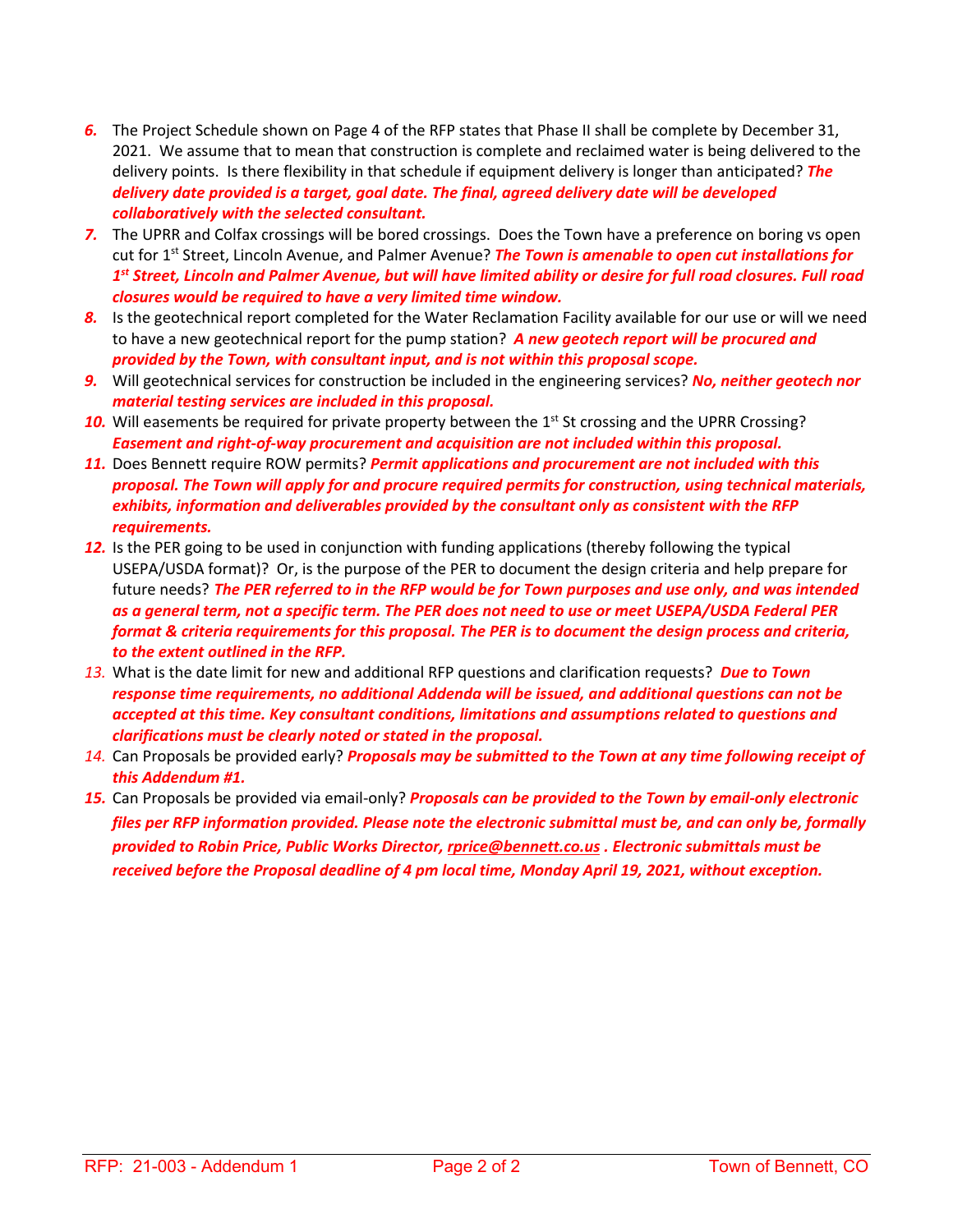6. The Project Schedule shown on Page 4 of the RFP states that Phase II shall be complete by December 31, 2021. We assume that to mean that construction is complete and reclaimed water is being delivered to the delivery points. Is there flexibility in that schedule if equipment delivery is longer than anticipated? ***The delivery date provided is a target, goal date. The final, agreed delivery date will be developed collaboratively with the selected consultant.***
7. The UPRR and Colfax crossings will be bored crossings. Does the Town have a preference on boring vs open cut for 1st Street, Lincoln Avenue, and Palmer Avenue? ***The Town is amenable to open cut installations for 1st Street, Lincoln and Palmer Avenue, but will have limited ability or desire for full road closures. Full road closures would be required to have a very limited time window.***
8. Is the geotechnical report completed for the Water Reclamation Facility available for our use or will we need to have a new geotechnical report for the pump station? ***A new geotech report will be procured and provided by the Town, with consultant input, and is not within this proposal scope.***
9. Will geotechnical services for construction be included in the engineering services? ***No, neither geotech nor material testing services are included in this proposal.***
10. Will easements be required for private property between the 1st St crossing and the UPRR Crossing? ***Easement and right-of-way procurement and acquisition are not included within this proposal.***
11. Does Bennett require ROW permits? ***Permit applications and procurement are not included with this proposal. The Town will apply for and procure required permits for construction, using technical materials, exhibits, information and deliverables provided by the consultant only as consistent with the RFP requirements.***
12. Is the PER going to be used in conjunction with funding applications (thereby following the typical USEPA/USDA format)? Or, is the purpose of the PER to document the design criteria and help prepare for future needs? ***The PER referred to in the RFP would be for Town purposes and use only, and was intended as a general term, not a specific term. The PER does not need to use or meet USEPA/USDA Federal PER format & criteria requirements for this proposal. The PER is to document the design process and criteria, to the extent outlined in the RFP.***
13. What is the date limit for new and additional RFP questions and clarification requests? ***Due to Town response time requirements, no additional Addenda will be issued, and additional questions can not be accepted at this time. Key consultant conditions, limitations and assumptions related to questions and clarifications must be clearly noted or stated in the proposal.***
14. Can Proposals be provided early? ***Proposals may be submitted to the Town at any time following receipt of this Addendum #1.***
15. Can Proposals be provided via email-only? ***Proposals can be provided to the Town by email-only electronic files per RFP information provided. Please note the electronic submittal must be, and can only be, formally provided to Robin Price, Public Works Director, rprice@bennett.co.us . Electronic submittals must be received before the Proposal deadline of 4 pm local time, Monday April 19, 2021, without exception.***